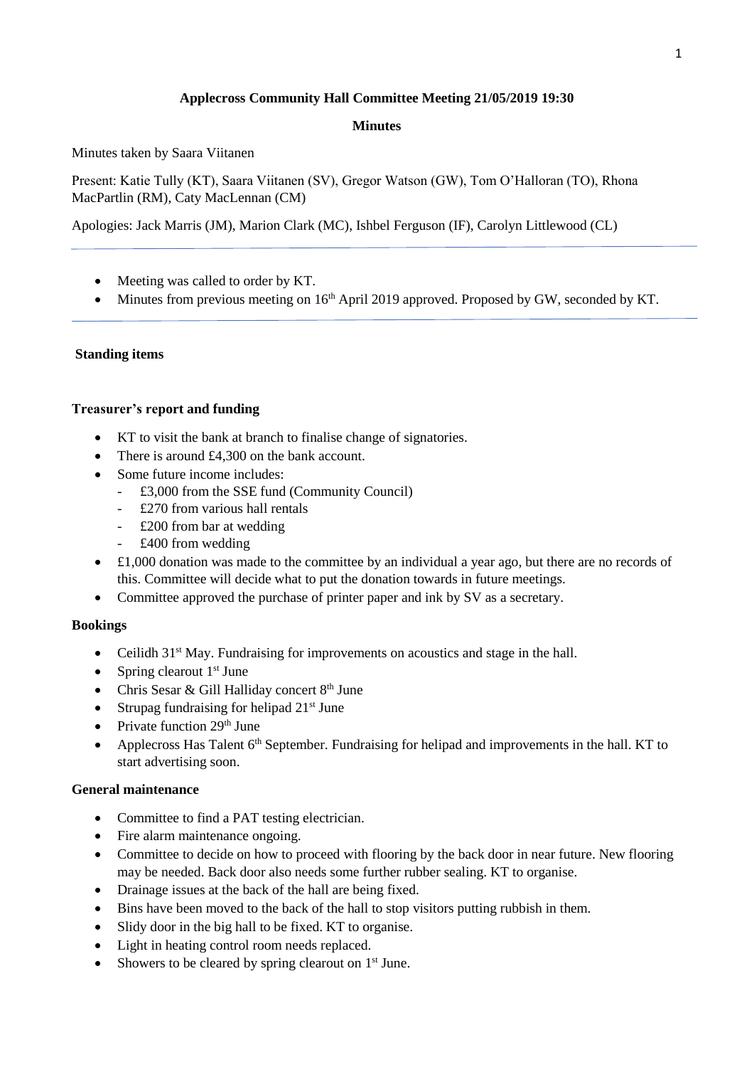**Applecross Community Hall Committee Meeting 21/05/2019 19:30**

**Minutes**

Minutes taken by Saara Viitanen

Present: Katie Tully (KT), Saara Viitanen (SV), Gregor Watson (GW), Tom O'Halloran (TO), Rhona MacPartlin (RM), Caty MacLennan (CM)

Apologies: Jack Marris (JM), Marion Clark (MC), Ishbel Ferguson (IF), Carolyn Littlewood (CL)

---

- Meeting was called to order by KT.
- Minutes from previous meeting on 16th April 2019 approved. Proposed by GW, seconded by KT.

---

**Standing items**

**Treasurer's report and funding**

- KT to visit the bank at branch to finalise change of signatories.
- There is around £4,300 on the bank account.
- Some future income includes:
  - £3,000 from the SSE fund (Community Council)
  - £270 from various hall rentals
  - £200 from bar at wedding
  - £400 from wedding
- £1,000 donation was made to the committee by an individual a year ago, but there are no records of this. Committee will decide what to put the donation towards in future meetings.
- Committee approved the purchase of printer paper and ink by SV as a secretary.

**Bookings**

- Ceilidh 31st May. Fundraising for improvements on acoustics and stage in the hall.
- Spring clearout 1st June
- Chris Sesar & Gill Halliday concert 8th June
- Strupag fundraising for helipad 21st June
- Private function 29th June
- Applecross Has Talent 6th September. Fundraising for helipad and improvements in the hall. KT to start advertising soon.

**General maintenance**

- Committee to find a PAT testing electrician.
- Fire alarm maintenance ongoing.
- Committee to decide on how to proceed with flooring by the back door in near future. New flooring may be needed. Back door also needs some further rubber sealing. KT to organise.
- Drainage issues at the back of the hall are being fixed.
- Bins have been moved to the back of the hall to stop visitors putting rubbish in them.
- Slidy door in the big hall to be fixed. KT to organise.
- Light in heating control room needs replaced.
- Showers to be cleared by spring clearout on 1st June.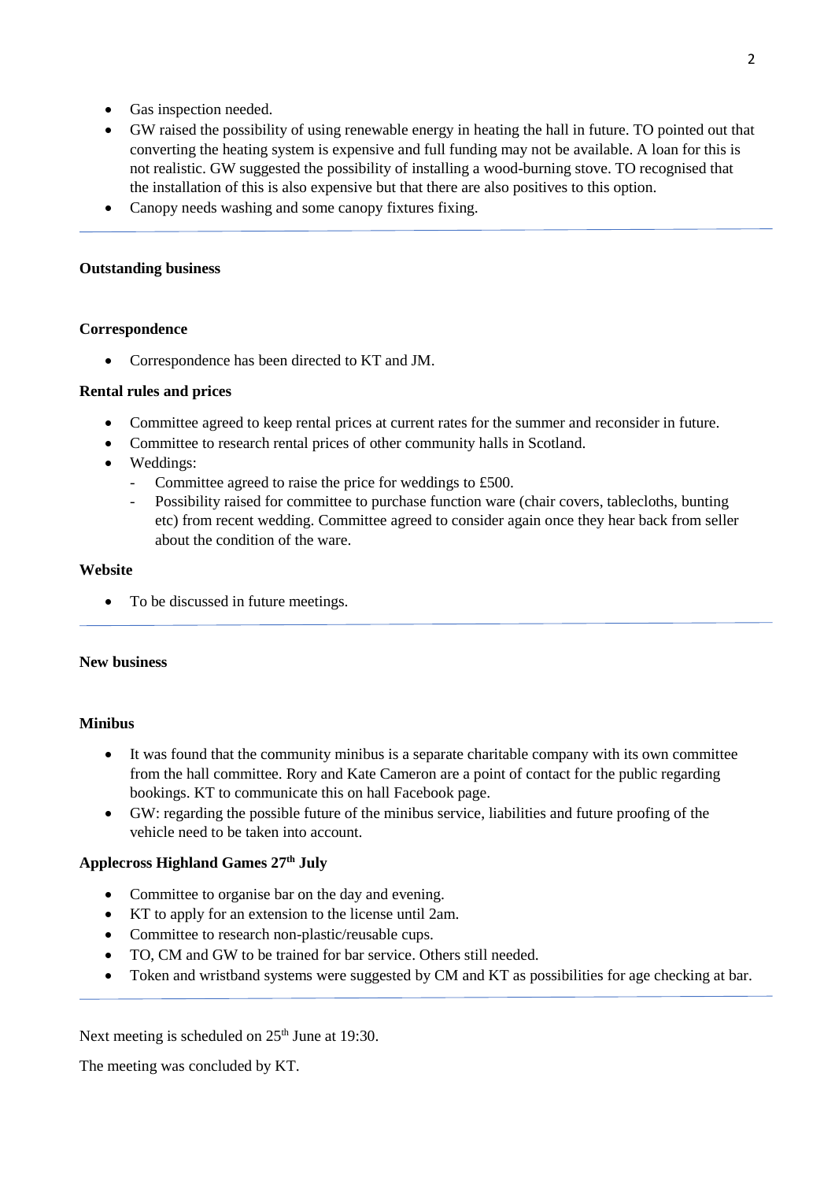- Gas inspection needed.
- GW raised the possibility of using renewable energy in heating the hall in future. TO pointed out that converting the heating system is expensive and full funding may not be available. A loan for this is not realistic. GW suggested the possibility of installing a wood-burning stove. TO recognised that the installation of this is also expensive but that there are also positives to this option.
- Canopy needs washing and some canopy fixtures fixing.

---

**Outstanding business**

**Correspondence**

- Correspondence has been directed to KT and JM.

**Rental rules and prices**

- Committee agreed to keep rental prices at current rates for the summer and reconsider in future.
- Committee to research rental prices of other community halls in Scotland.
- Weddings:
  - Committee agreed to raise the price for weddings to £500.
  - Possibility raised for committee to purchase function ware (chair covers, tablecloths, bunting etc) from recent wedding. Committee agreed to consider again once they hear back from seller about the condition of the ware.

**Website**

- To be discussed in future meetings.

---

**New business**

**Minibus**

- It was found that the community minibus is a separate charitable company with its own committee from the hall committee. Rory and Kate Cameron are a point of contact for the public regarding bookings. KT to communicate this on hall Facebook page.
- GW: regarding the possible future of the minibus service, liabilities and future proofing of the vehicle need to be taken into account.

**Applecross Highland Games 27th July**

- Committee to organise bar on the day and evening.
- KT to apply for an extension to the license until 2am.
- Committee to research non-plastic/reusable cups.
- TO, CM and GW to be trained for bar service. Others still needed.
- Token and wristband systems were suggested by CM and KT as possibilities for age checking at bar.

---

Next meeting is scheduled on 25th June at 19:30.

The meeting was concluded by KT.